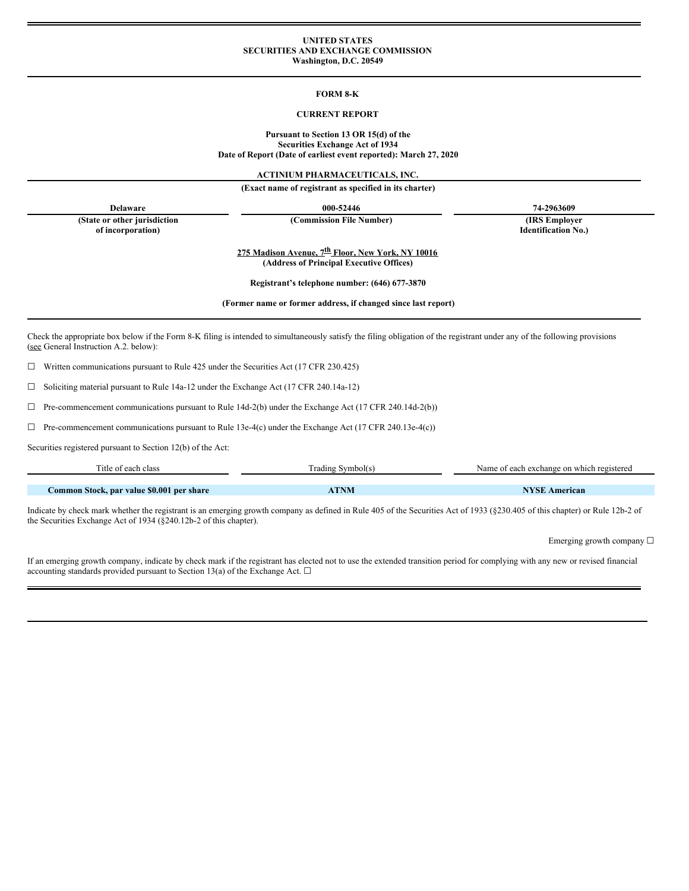UNITED STATES
SECURITIES AND EXCHANGE COMMISSION
Washington, D.C. 20549

# FORM 8-K

## CURRENT REPORT

**Pursuant to Section 13 OR 15(d) of the**
**Securities Exchange Act of 1934**
**Date of Report (Date of earliest event reported): March 27, 2020**

**ACTINIUM PHARMACEUTICALS, INC.**
**(Exact name of registrant as specified in its charter)**

| Delaware | 000-52446 | 74-2963609 |
|---|---|---|
| (State or other jurisdiction of incorporation) | (Commission File Number) | (IRS Employer Identification No.) |

**275 Madison Avenue, 7th Floor, New York, NY 10016**
**(Address of Principal Executive Offices)**

**Registrant's telephone number: (646) 677-3870**

**(Former name or former address, if changed since last report)**

Check the appropriate box below if the Form 8-K filing is intended to simultaneously satisfy the filing obligation of the registrant under any of the following provisions (see General Instruction A.2. below):

☐ Written communications pursuant to Rule 425 under the Securities Act (17 CFR 230.425)

☐ Soliciting material pursuant to Rule 14a-12 under the Exchange Act (17 CFR 240.14a-12)

☐ Pre-commencement communications pursuant to Rule 14d-2(b) under the Exchange Act (17 CFR 240.14d-2(b))

☐ Pre-commencement communications pursuant to Rule 13e-4(c) under the Exchange Act (17 CFR 240.13e-4(c))

Securities registered pursuant to Section 12(b) of the Act:

| Title of each class | Trading Symbol(s) | Name of each exchange on which registered |
|---|---|---|
| **Common Stock, par value $0.001 per share** | **ATNM** | **NYSE American** |

Indicate by check mark whether the registrant is an emerging growth company as defined in Rule 405 of the Securities Act of 1933 (§230.405 of this chapter) or Rule 12b-2 of the Securities Exchange Act of 1934 (§240.12b-2 of this chapter).

Emerging growth company ☐

If an emerging growth company, indicate by check mark if the registrant has elected not to use the extended transition period for complying with any new or revised financial accounting standards provided pursuant to Section 13(a) of the Exchange Act. ☐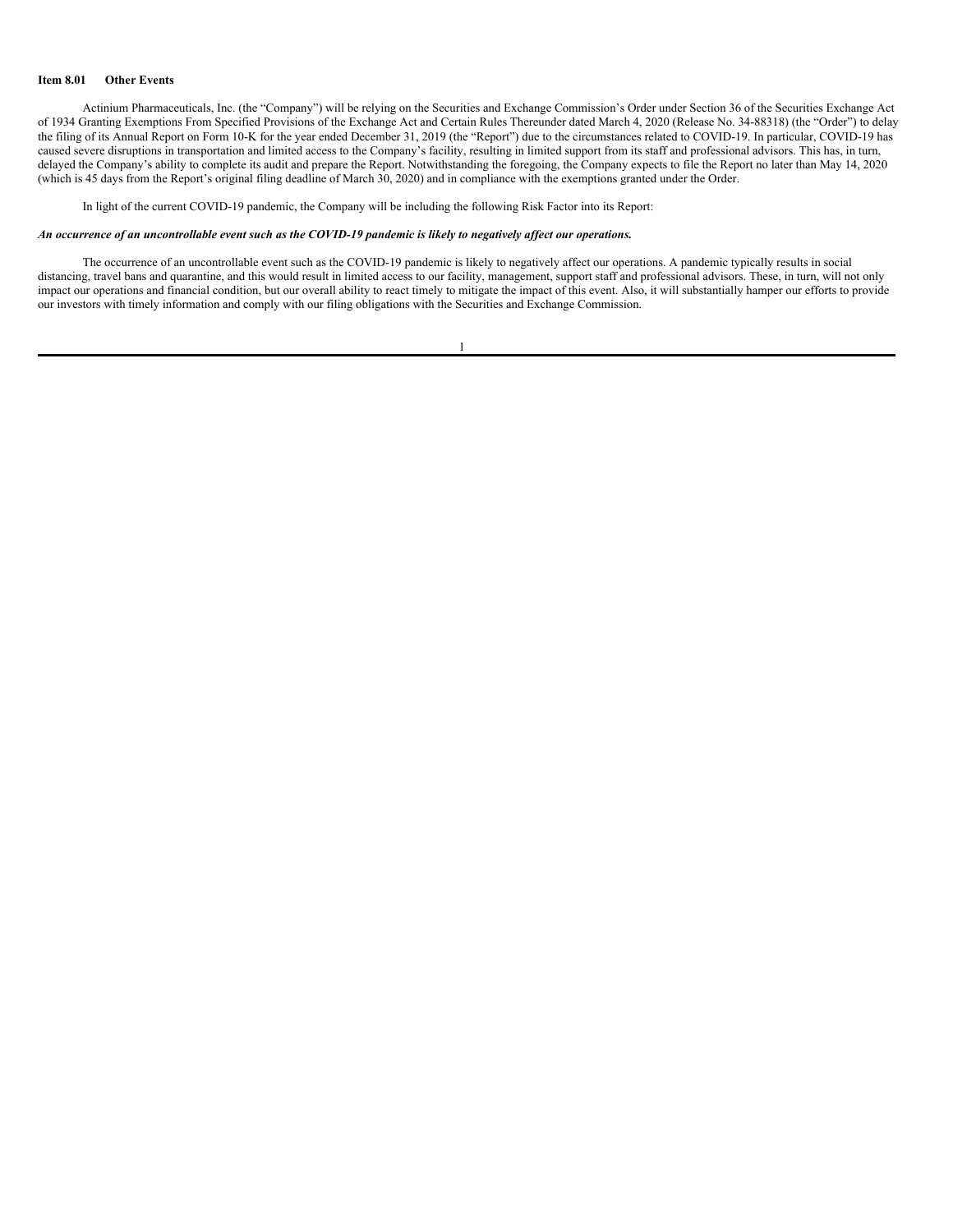**Item 8.01 Other Events**

Actinium Pharmaceuticals, Inc. (the "Company") will be relying on the Securities and Exchange Commission's Order under Section 36 of the Securities Exchange Act of 1934 Granting Exemptions From Specified Provisions of the Exchange Act and Certain Rules Thereunder dated March 4, 2020 (Release No. 34-88318) (the "Order") to delay the filing of its Annual Report on Form 10-K for the year ended December 31, 2019 (the "Report") due to the circumstances related to COVID-19. In particular, COVID-19 has caused severe disruptions in transportation and limited access to the Company's facility, resulting in limited support from its staff and professional advisors. This has, in turn, delayed the Company's ability to complete its audit and prepare the Report. Notwithstanding the foregoing, the Company expects to file the Report no later than May 14, 2020 (which is 45 days from the Report's original filing deadline of March 30, 2020) and in compliance with the exemptions granted under the Order.

In light of the current COVID-19 pandemic, the Company will be including the following Risk Factor into its Report:

***An occurrence of an uncontrollable event such as the COVID-19 pandemic is likely to negatively affect our operations.***

The occurrence of an uncontrollable event such as the COVID-19 pandemic is likely to negatively affect our operations. A pandemic typically results in social distancing, travel bans and quarantine, and this would result in limited access to our facility, management, support staff and professional advisors. These, in turn, will not only impact our operations and financial condition, but our overall ability to react timely to mitigate the impact of this event. Also, it will substantially hamper our efforts to provide our investors with timely information and comply with our filing obligations with the Securities and Exchange Commission.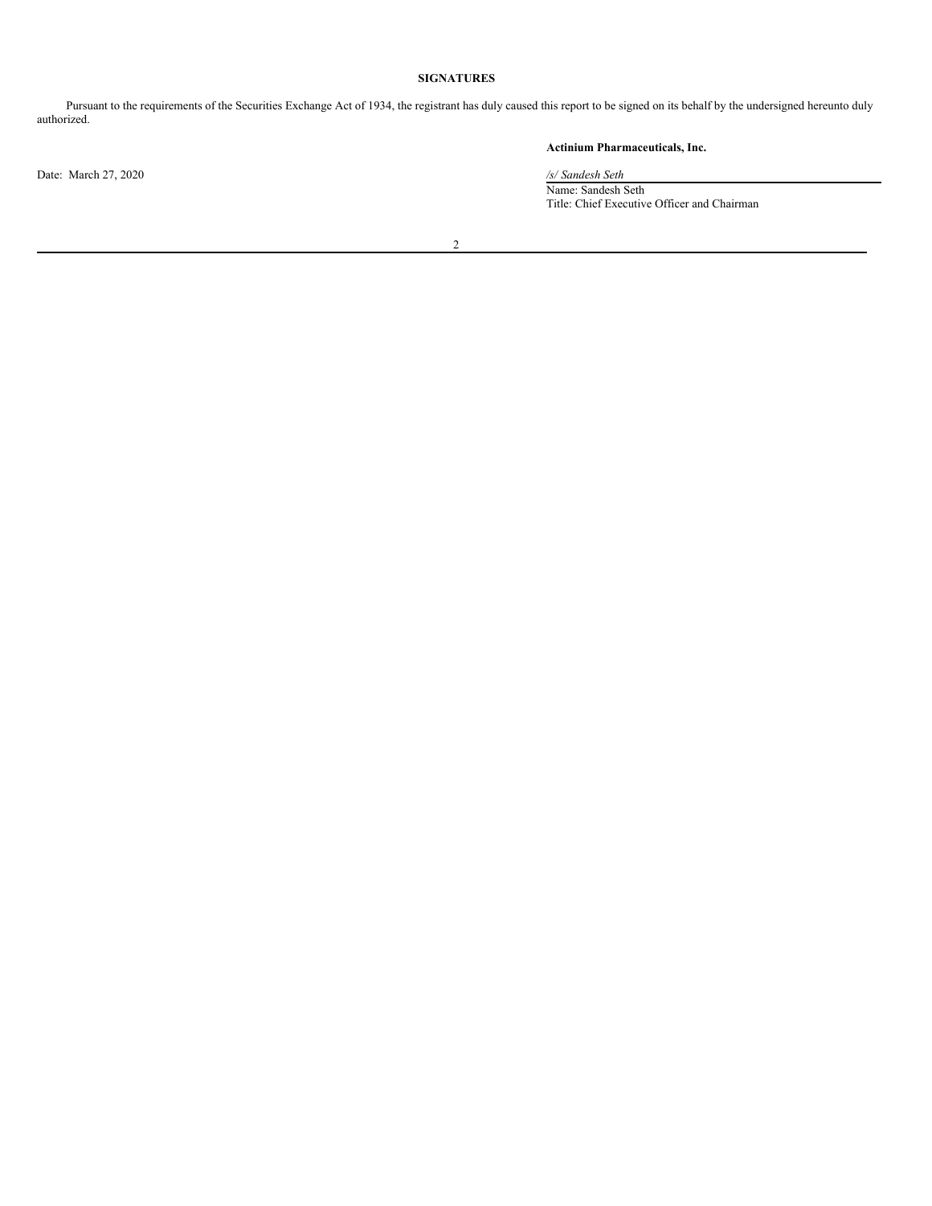**SIGNATURES**

Pursuant to the requirements of the Securities Exchange Act of 1934, the registrant has duly caused this report to be signed on its behalf by the undersigned hereunto duly authorized.

**Actinium Pharmaceuticals, Inc.**

Date: March 27, 2020

*/s/ Sandesh Seth*

Name: Sandesh Seth

Title: Chief Executive Officer and Chairman